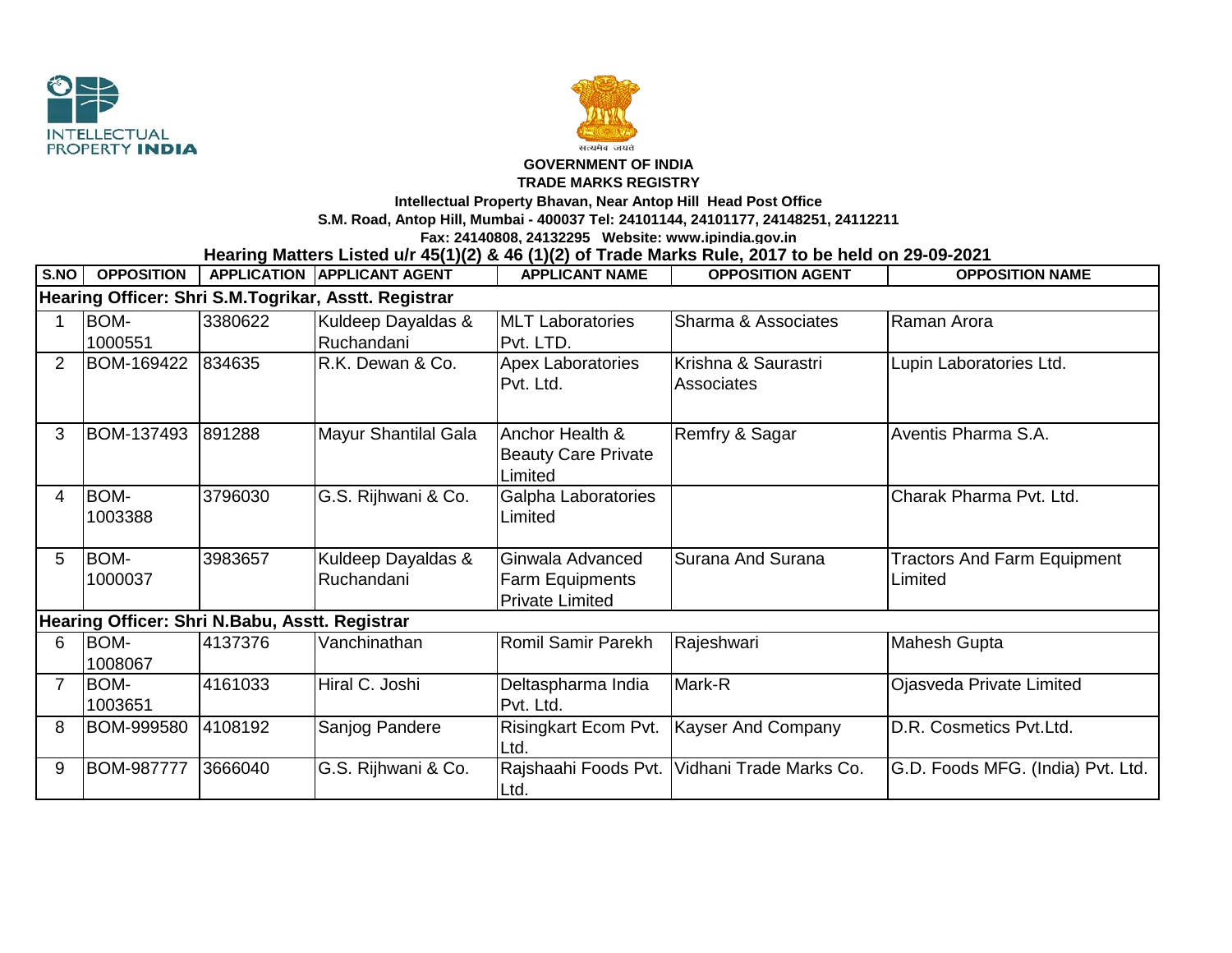**GOVERNMENT OF INDIA**

**TRADE MARKS REGISTRY**

**Intellectual Property Bhavan, Near Antop Hill Head Post Office**

**S.M. Road, Antop Hill, Mumbai - 400037 Tel: 24101144, 24101177, 24148251, 24112211**

**Fax: 24140808, 24132295 Website: www.ipindia.gov.in**

## Hearing Matters Listed u/r 45(1)(2) & 46 (1)(2) of Trade Marks Rule, 2017 to be held on 29-09-2021

| S.NO | OPPOSITION | APPLICATION | APPLICANT AGENT | APPLICANT NAME | OPPOSITION AGENT | OPPOSITION NAME |
|---|---|---|---|---|---|---|
| **Hearing Officer: Shri S.M.Togrikar, Asstt. Registrar** | | | | | | |
| 1 | BOM-1000551 | 3380622 | Kuldeep Dayaldas & Ruchandani | MLT Laboratories Pvt. LTD. | Sharma & Associates | Raman Arora |
| 2 | BOM-169422 | 834635 | R.K. Dewan & Co. | Apex Laboratories Pvt. Ltd. | Krishna & Saurastri Associates | Lupin Laboratories Ltd. |
| 3 | BOM-137493 | 891288 | Mayur Shantilal Gala | Anchor Health & Beauty Care Private Limited | Remfry & Sagar | Aventis Pharma S.A. |
| 4 | BOM-1003388 | 3796030 | G.S. Rijhwani & Co. | Galpha Laboratories Limited | | Charak Pharma Pvt. Ltd. |
| 5 | BOM-1000037 | 3983657 | Kuldeep Dayaldas & Ruchandani | Ginwala Advanced Farm Equipments Private Limited | Surana And Surana | Tractors And Farm Equipment Limited |
| **Hearing Officer: Shri N.Babu, Asstt. Registrar** | | | | | | |
| 6 | BOM-1008067 | 4137376 | Vanchinathan | Romil Samir Parekh | Rajeshwari | Mahesh Gupta |
| 7 | BOM-1003651 | 4161033 | Hiral C. Joshi | Deltaspharma India Pvt. Ltd. | Mark-R | Ojasveda Private Limited |
| 8 | BOM-999580 | 4108192 | Sanjog Pandere | Risingkart Ecom Pvt. Ltd. | Kayser And Company | D.R. Cosmetics Pvt.Ltd. |
| 9 | BOM-987777 | 3666040 | G.S. Rijhwani & Co. | Rajshaahi Foods Pvt. Ltd. | Vidhani Trade Marks Co. | G.D. Foods MFG. (India) Pvt. Ltd. |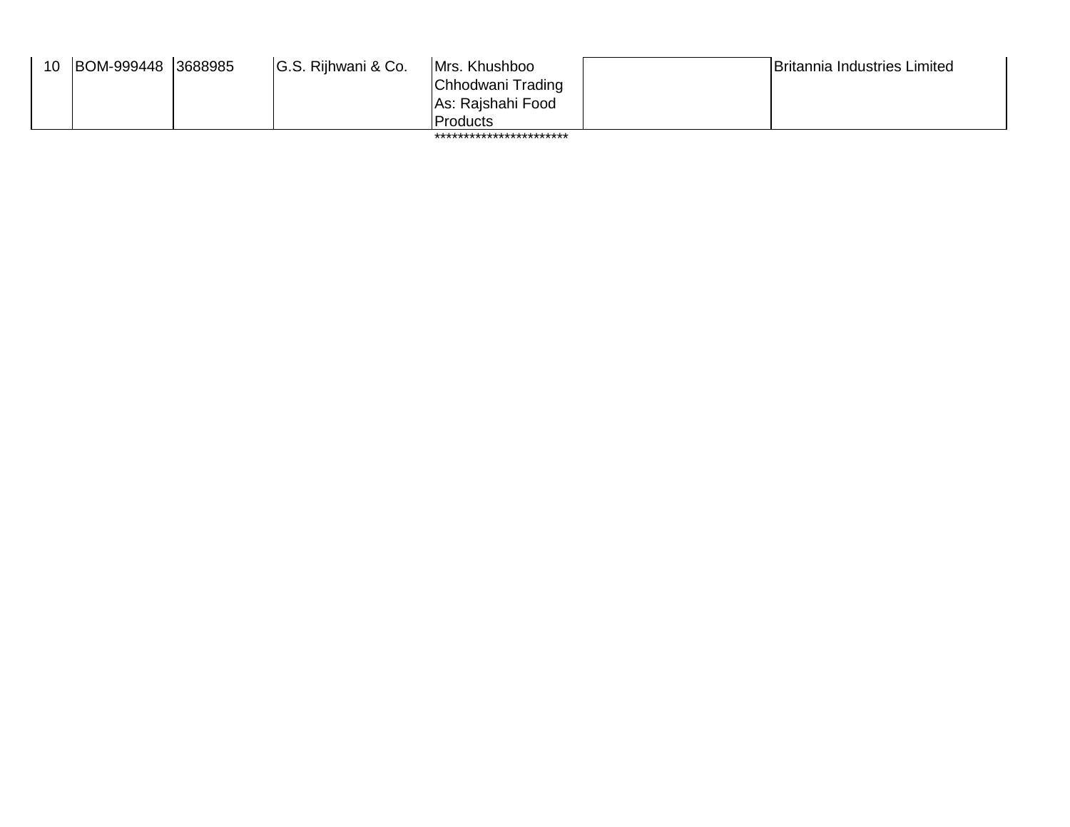| | | | | | | |
|---|---|---|---|---|---|---|
| 10 | BOM-999448 | 3688985 | G.S. Rijhwani & Co. | Mrs. Khushboo Chhodwani Trading As: Rajshahi Food Products | | Britannia Industries Limited |

***********************